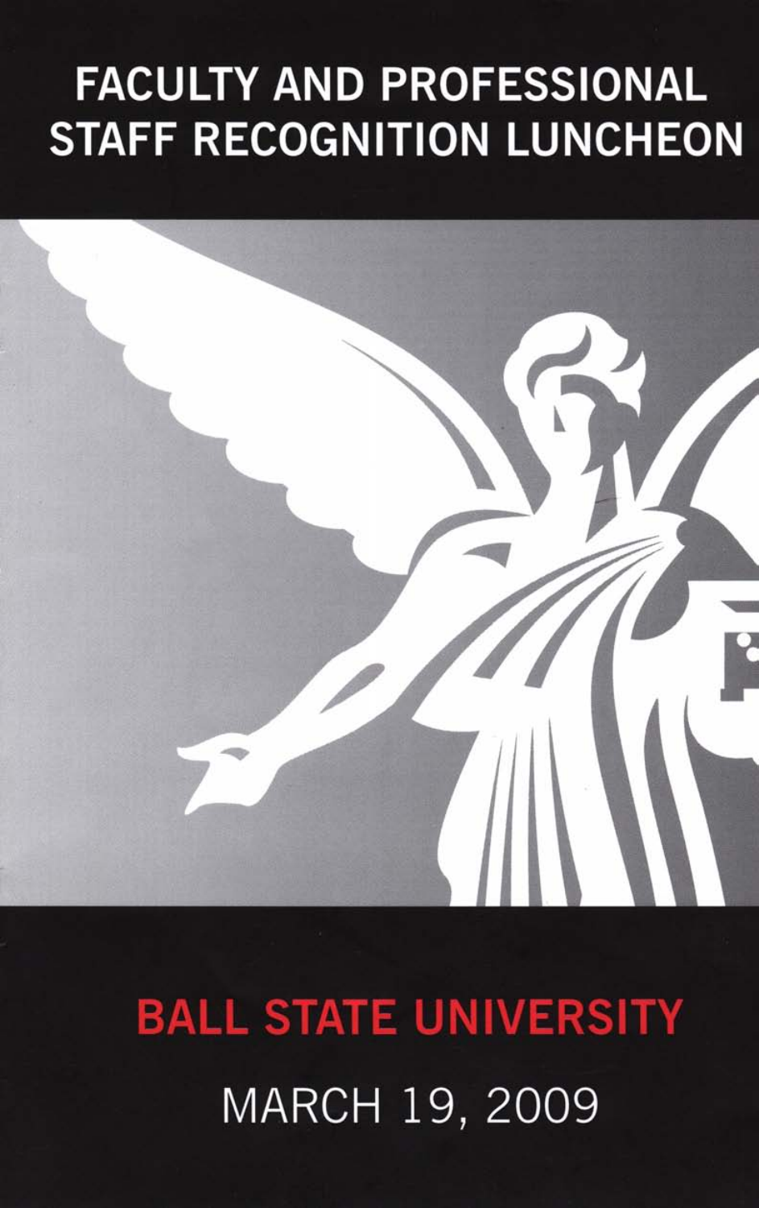# FACULTY AND PROFESSIONAL STAFF RECOGNITION LUNCHEON

## BALL STATE UNIVERSITY

MARCH 19, 2009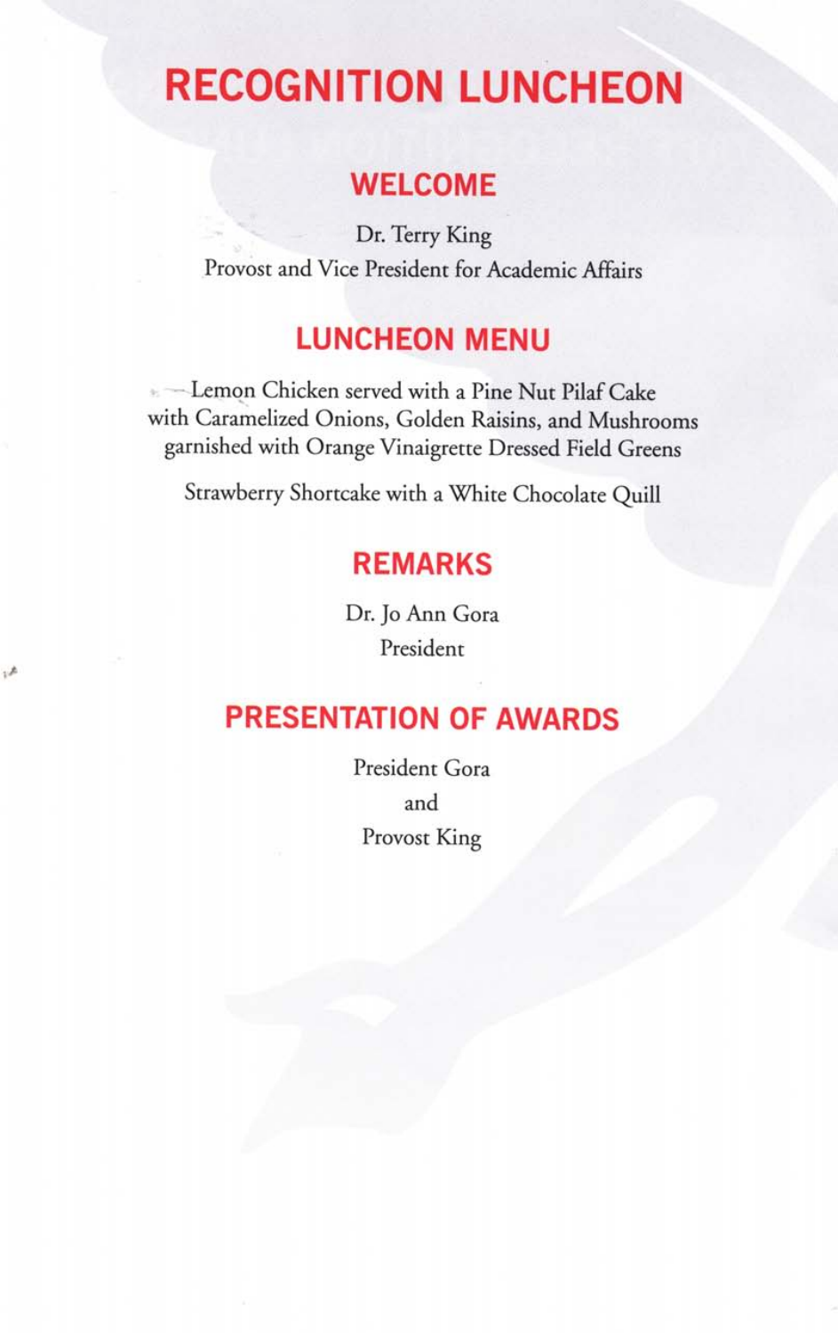# RECOGNITION LUNCHEON

## WELCOME

Dr. Terry King
Provost and Vice President for Academic Affairs

## LUNCHEON MENU

Lemon Chicken served with a Pine Nut Pilaf Cake
with Caramelized Onions, Golden Raisins, and Mushrooms
garnished with Orange Vinaigrette Dressed Field Greens

Strawberry Shortcake with a White Chocolate Quill

## REMARKS

Dr. Jo Ann Gora
President

## PRESENTATION OF AWARDS

President Gora
and
Provost King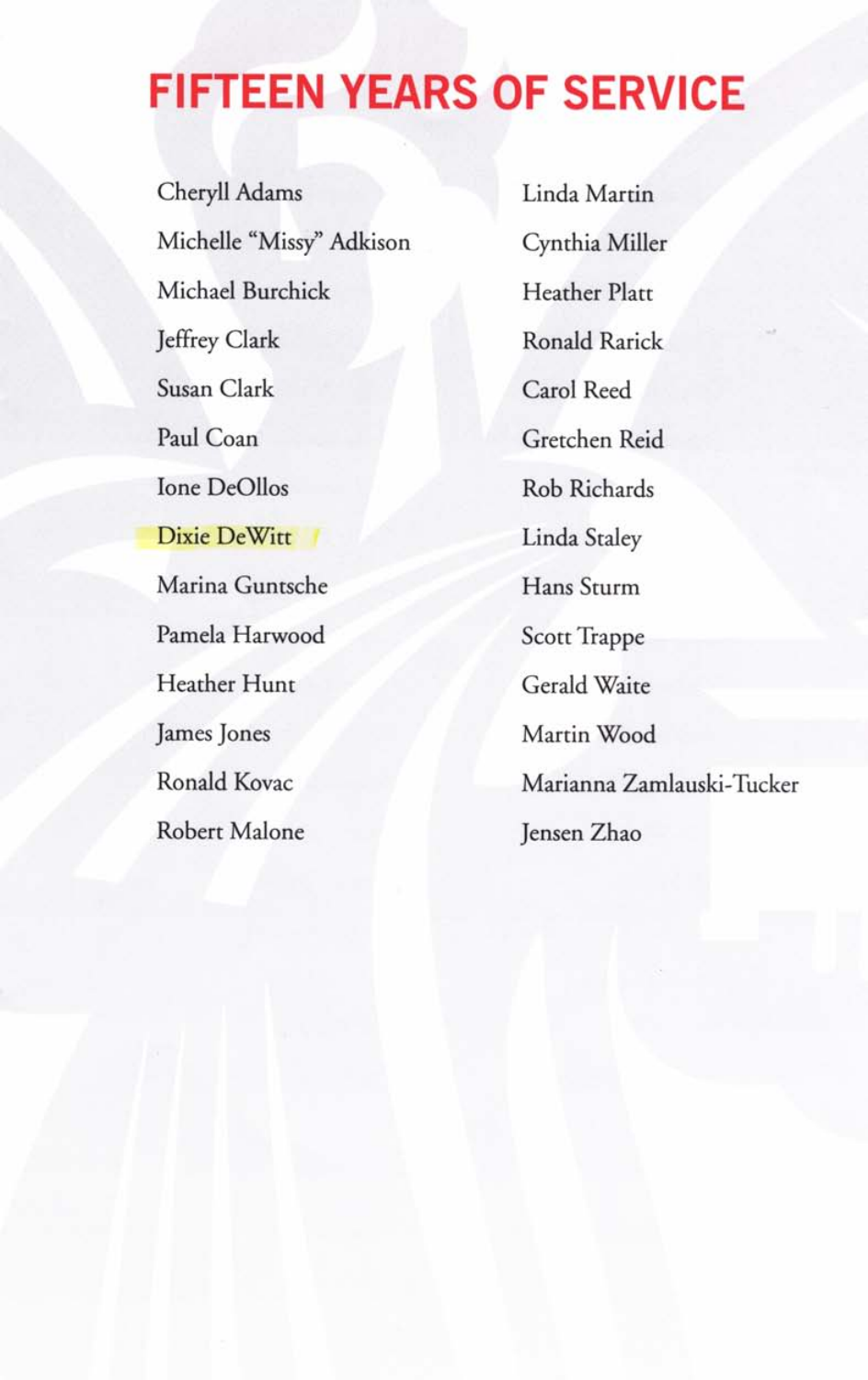# FIFTEEN YEARS OF SERVICE

Cheryll Adams

Michelle "Missy" Adkison

Michael Burchick

Jeffrey Clark

Susan Clark

Paul Coan

Ione DeOllos

Dixie DeWitt

Marina Guntsche

Pamela Harwood

Heather Hunt

James Jones

Ronald Kovac

Robert Malone

Linda Martin

Cynthia Miller

Heather Platt

Ronald Rarick

Carol Reed

Gretchen Reid

Rob Richards

Linda Staley

Hans Sturm

Scott Trappe

Gerald Waite

Martin Wood

Marianna Zamlauski-Tucker

Jensen Zhao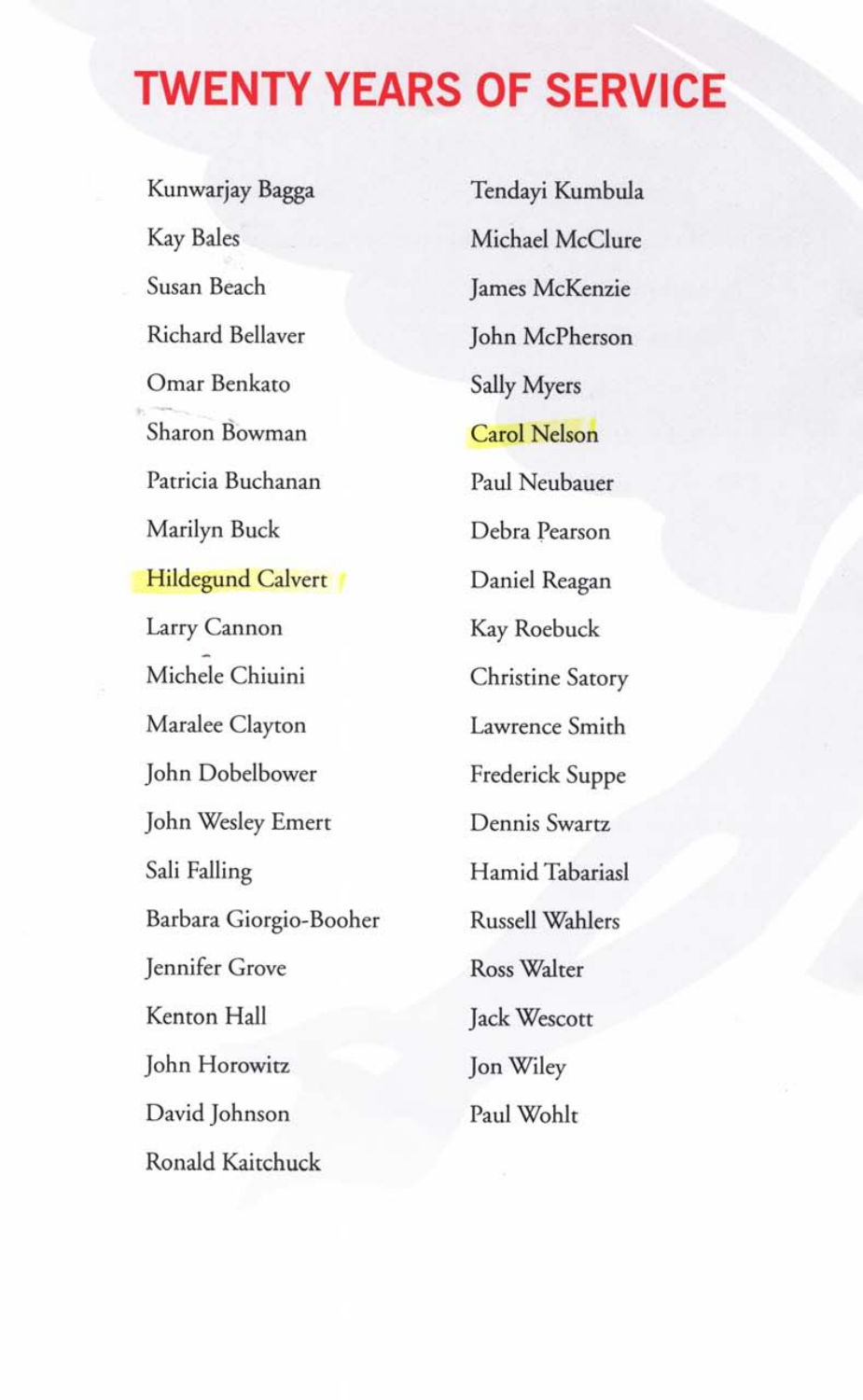# TWENTY YEARS OF SERVICE

- Kunwarjay Bagga
- Kay Bales
- Susan Beach
- Richard Bellaver
- Omar Benkato
- Sharon Bowman
- Patricia Buchanan
- Marilyn Buck
- Hildegund Calvert
- Larry Cannon
- Michele Chiuini
- Maralee Clayton
- John Dobelbower
- John Wesley Emert
- Sali Falling
- Barbara Giorgio-Booher
- Jennifer Grove
- Kenton Hall
- John Horowitz
- David Johnson
- Ronald Kaitchuck
- Tendayi Kumbula
- Michael McClure
- James McKenzie
- John McPherson
- Sally Myers
- Carol Nelson
- Paul Neubauer
- Debra Pearson
- Daniel Reagan
- Kay Roebuck
- Christine Satory
- Lawrence Smith
- Frederick Suppe
- Dennis Swartz
- Hamid Tabariasl
- Russell Wahlers
- Ross Walter
- Jack Wescott
- Jon Wiley
- Paul Wohlt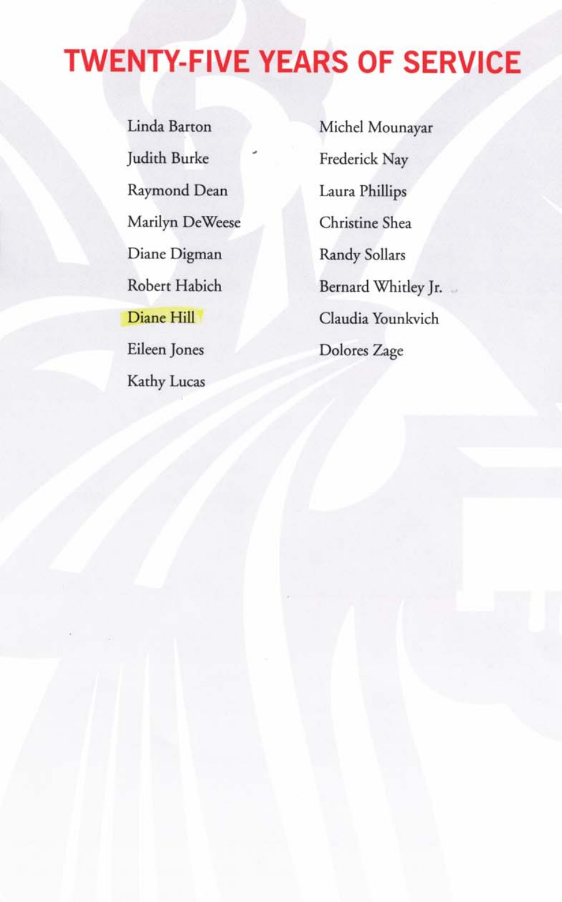# TWENTY-FIVE YEARS OF SERVICE

Linda Barton

Judith Burke

Raymond Dean

Marilyn DeWeese

Diane Digman

Robert Habich

Diane Hill

Eileen Jones

Kathy Lucas

Michel Mounayar

Frederick Nay

Laura Phillips

Christine Shea

Randy Sollars

Bernard Whitley Jr.

Claudia Younkvich

Dolores Zage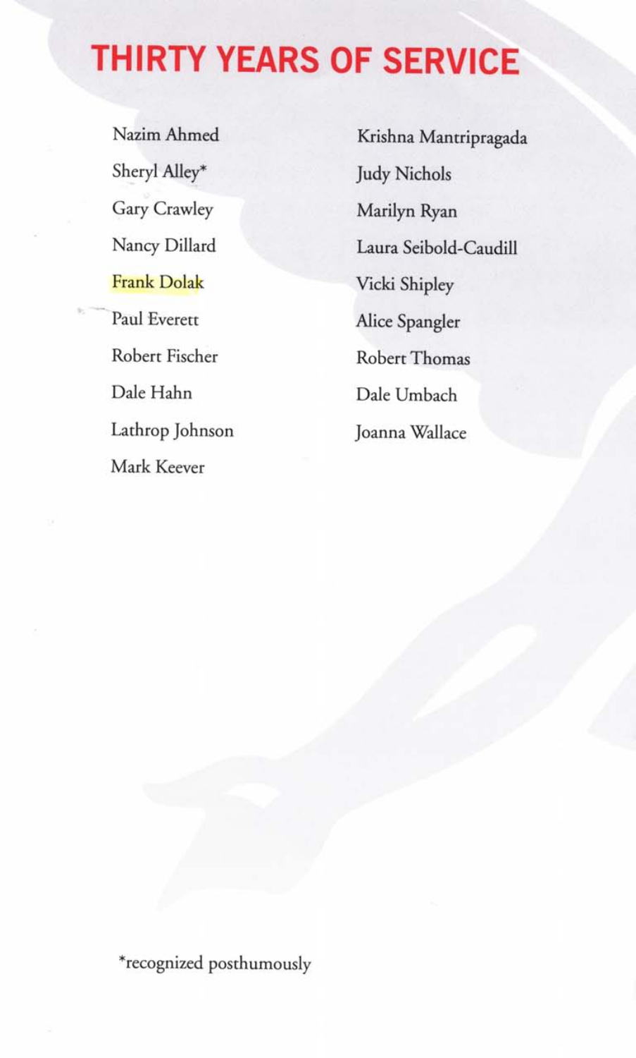# THIRTY YEARS OF SERVICE

Nazim Ahmed

Sheryl Alley*

Gary Crawley

Nancy Dillard

Frank Dolak

Paul Everett

Robert Fischer

Dale Hahn

Lathrop Johnson

Mark Keever

Krishna Mantripragada

Judy Nichols

Marilyn Ryan

Laura Seibold-Caudill

Vicki Shipley

Alice Spangler

Robert Thomas

Dale Umbach

Joanna Wallace

*recognized posthumously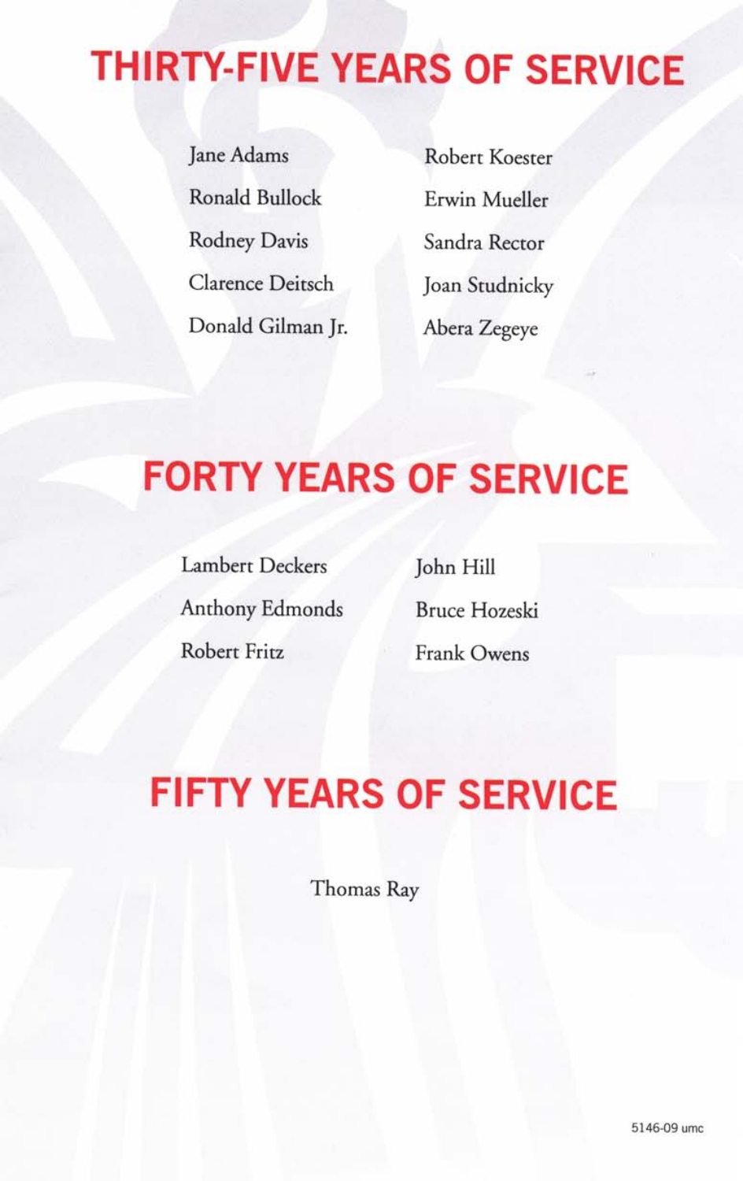## THIRTY-FIVE YEARS OF SERVICE

Jane Adams
Ronald Bullock
Rodney Davis
Clarence Deitsch
Donald Gilman Jr.
Robert Koester
Erwin Mueller
Sandra Rector
Joan Studnicky
Abera Zegeye

## FORTY YEARS OF SERVICE

Lambert Deckers
Anthony Edmonds
Robert Fritz
John Hill
Bruce Hozeski
Frank Owens

## FIFTY YEARS OF SERVICE

Thomas Ray

5146-09 umc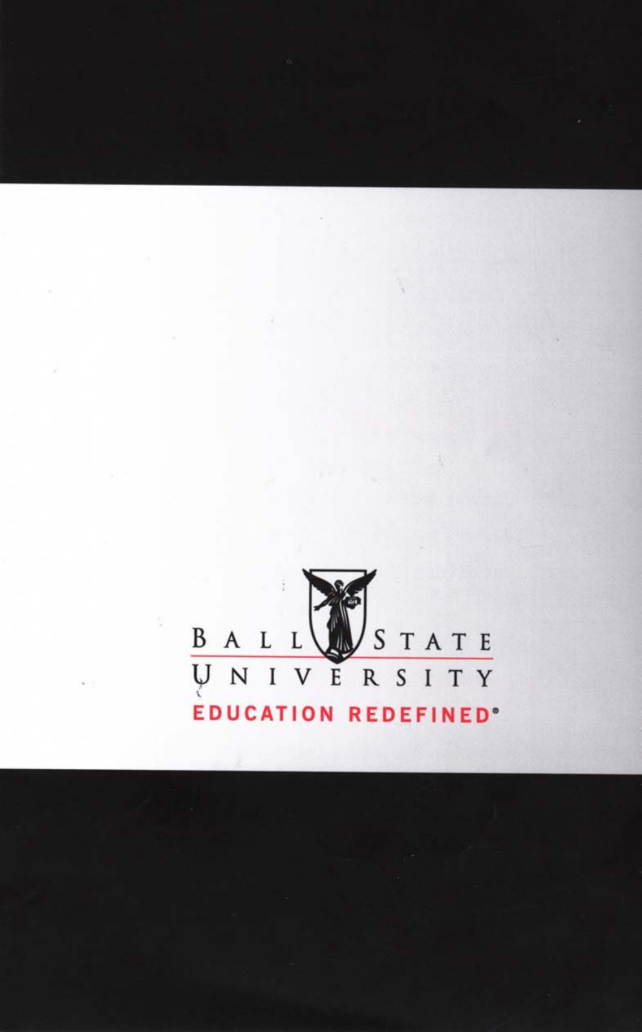BALL STATE UNIVERSITY

EDUCATION REDEFINED®